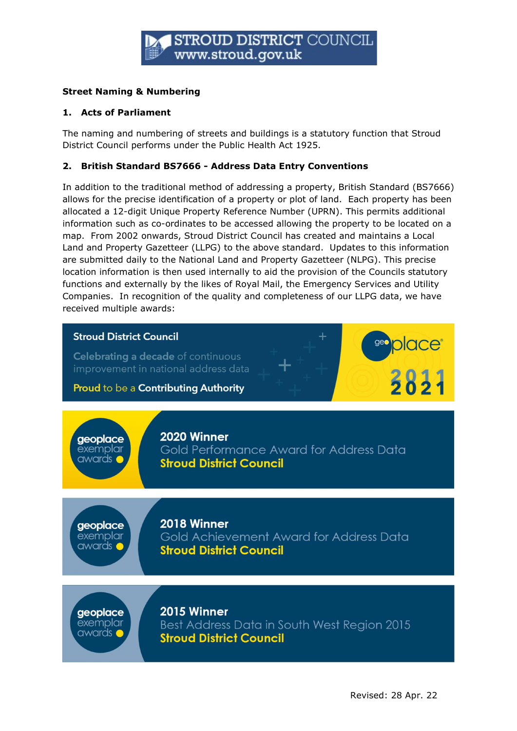STROUD DISTRICT COUNCIL
www.stroud.gov.uk

**Street Naming & Numbering**

## 1. Acts of Parliament

The naming and numbering of streets and buildings is a statutory function that Stroud District Council performs under the Public Health Act 1925.

## 2. British Standard BS7666 - Address Data Entry Conventions

In addition to the traditional method of addressing a property, British Standard (BS7666) allows for the precise identification of a property or plot of land. Each property has been allocated a 12-digit Unique Property Reference Number (UPRN). This permits additional information such as co-ordinates to be accessed allowing the property to be located on a map. From 2002 onwards, Stroud District Council has created and maintains a Local Land and Property Gazetteer (LLPG) to the above standard. Updates to this information are submitted daily to the National Land and Property Gazetteer (NLPG). This precise location information is then used internally to aid the provision of the Councils statutory functions and externally by the likes of Royal Mail, the Emergency Services and Utility Companies. In recognition of the quality and completeness of our LLPG data, we have received multiple awards:

Stroud District Council
Celebrating a decade of continuous improvement in national address data
Proud to be a Contributing Authority
geoplace 2011 2021

geoplace exemplar awards
**2020 Winner**
Gold Performance Award for Address Data
**Stroud District Council**

geoplace exemplar awards
**2018 Winner**
Gold Achievement Award for Address Data
**Stroud District Council**

geoplace exemplar awards
**2015 Winner**
Best Address Data in South West Region 2015
**Stroud District Council**

Revised: 28 Apr. 22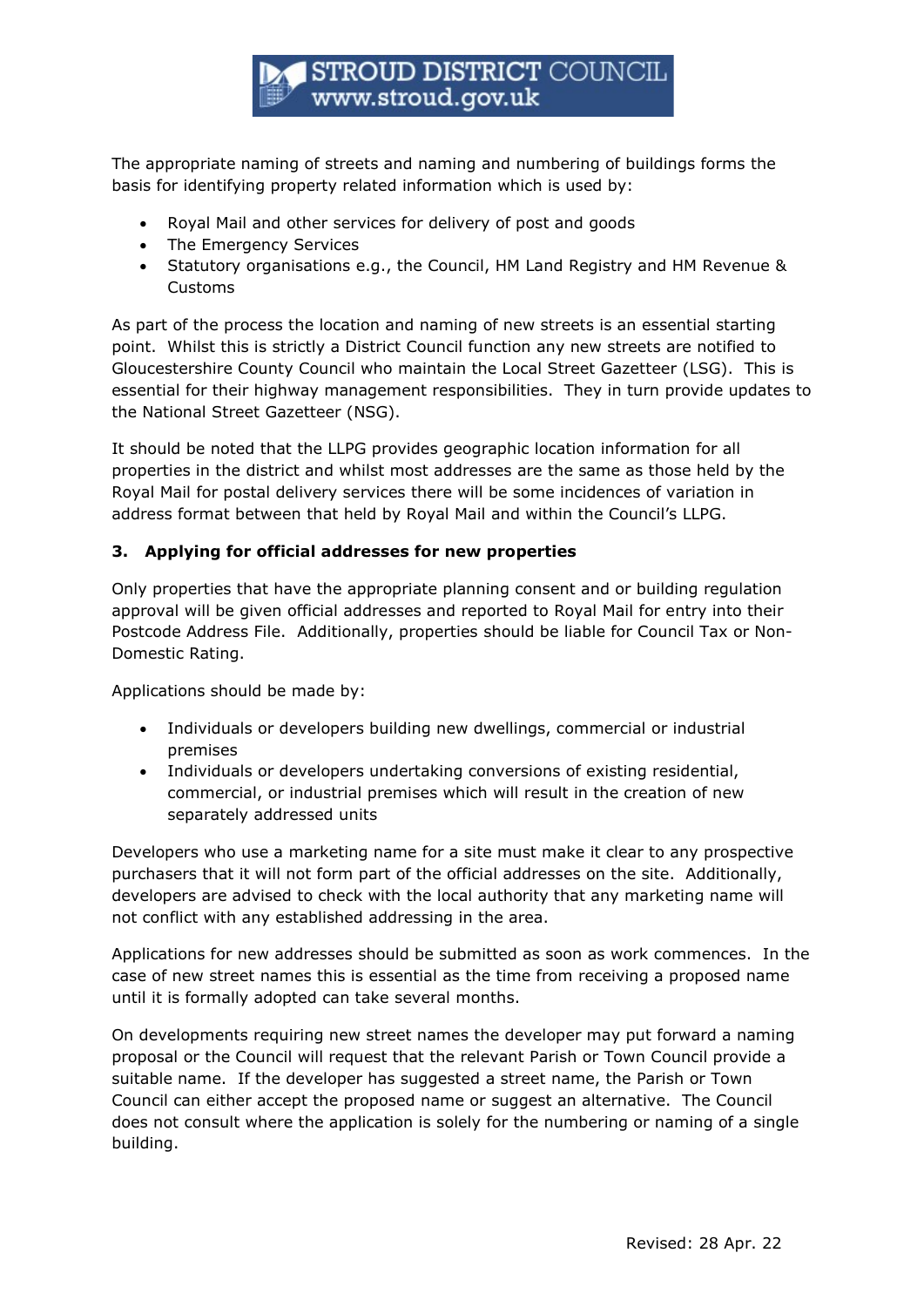The appropriate naming of streets and naming and numbering of buildings forms the basis for identifying property related information which is used by:

- Royal Mail and other services for delivery of post and goods
- The Emergency Services
- Statutory organisations e.g., the Council, HM Land Registry and HM Revenue & Customs

As part of the process the location and naming of new streets is an essential starting point. Whilst this is strictly a District Council function any new streets are notified to Gloucestershire County Council who maintain the Local Street Gazetteer (LSG). This is essential for their highway management responsibilities. They in turn provide updates to the National Street Gazetteer (NSG).

It should be noted that the LLPG provides geographic location information for all properties in the district and whilst most addresses are the same as those held by the Royal Mail for postal delivery services there will be some incidences of variation in address format between that held by Royal Mail and within the Council's LLPG.

### 3. Applying for official addresses for new properties

Only properties that have the appropriate planning consent and or building regulation approval will be given official addresses and reported to Royal Mail for entry into their Postcode Address File. Additionally, properties should be liable for Council Tax or Non-Domestic Rating.

Applications should be made by:

- Individuals or developers building new dwellings, commercial or industrial premises
- Individuals or developers undertaking conversions of existing residential, commercial, or industrial premises which will result in the creation of new separately addressed units

Developers who use a marketing name for a site must make it clear to any prospective purchasers that it will not form part of the official addresses on the site. Additionally, developers are advised to check with the local authority that any marketing name will not conflict with any established addressing in the area.

Applications for new addresses should be submitted as soon as work commences. In the case of new street names this is essential as the time from receiving a proposed name until it is formally adopted can take several months.

On developments requiring new street names the developer may put forward a naming proposal or the Council will request that the relevant Parish or Town Council provide a suitable name. If the developer has suggested a street name, the Parish or Town Council can either accept the proposed name or suggest an alternative. The Council does not consult where the application is solely for the numbering or naming of a single building.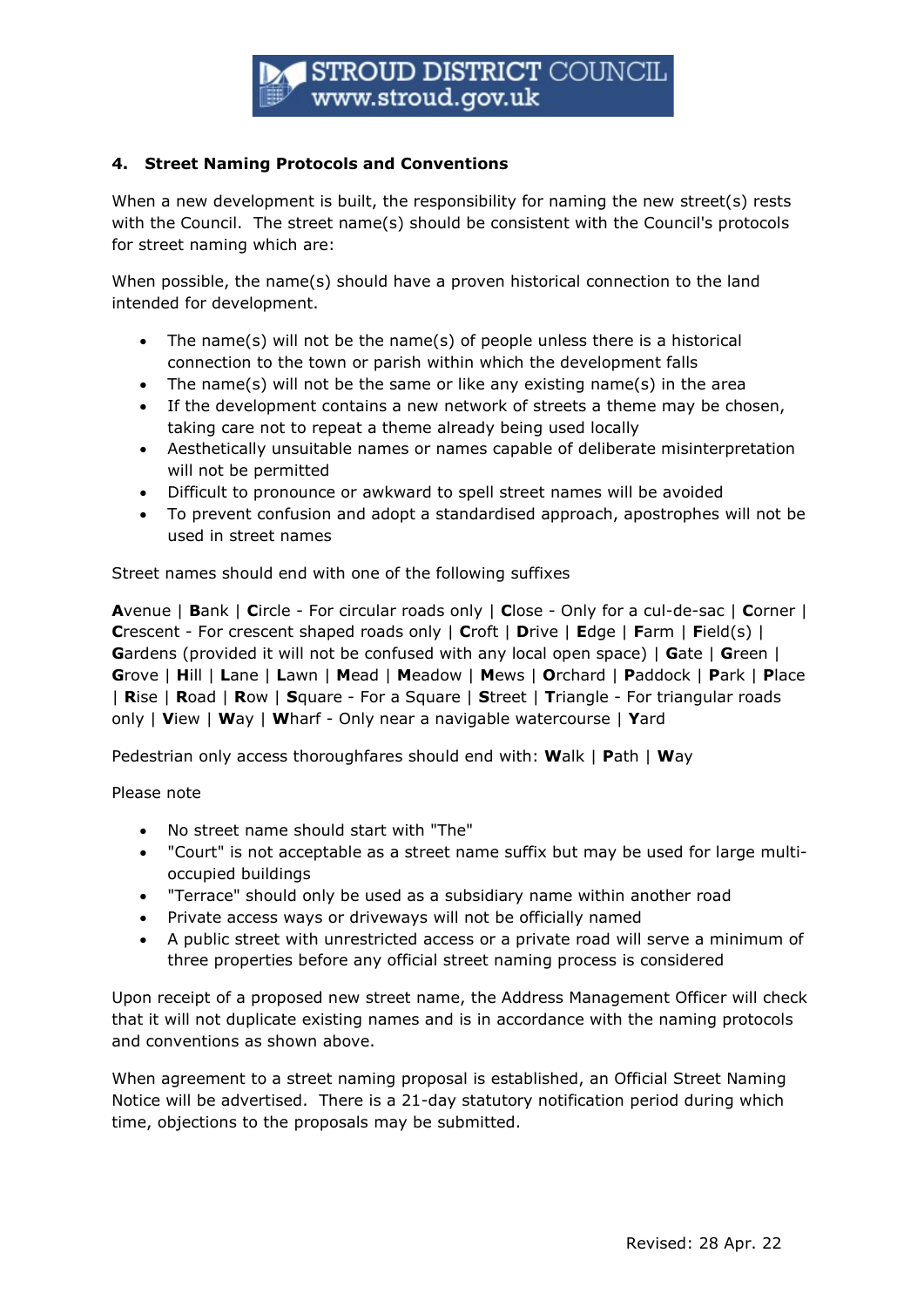## 4. Street Naming Protocols and Conventions

When a new development is built, the responsibility for naming the new street(s) rests with the Council. The street name(s) should be consistent with the Council's protocols for street naming which are:

When possible, the name(s) should have a proven historical connection to the land intended for development.

- The name(s) will not be the name(s) of people unless there is a historical connection to the town or parish within which the development falls
- The name(s) will not be the same or like any existing name(s) in the area
- If the development contains a new network of streets a theme may be chosen, taking care not to repeat a theme already being used locally
- Aesthetically unsuitable names or names capable of deliberate misinterpretation will not be permitted
- Difficult to pronounce or awkward to spell street names will be avoided
- To prevent confusion and adopt a standardised approach, apostrophes will not be used in street names

Street names should end with one of the following suffixes

**A**venue | **B**ank | **C**ircle - For circular roads only | **C**lose - Only for a cul-de-sac | **C**orner | **C**rescent - For crescent shaped roads only | **C**roft | **D**rive | **E**dge | **F**arm | **F**ield(s) | **G**ardens (provided it will not be confused with any local open space) | **G**ate | **G**reen | **G**rove | **H**ill | **L**ane | **L**awn | **M**ead | **M**eadow | **M**ews | **O**rchard | **P**addock | **P**ark | **P**lace | **R**ise | **R**oad | **R**ow | **S**quare - For a Square | **S**treet | **T**riangle - For triangular roads only | **V**iew | **W**ay | **W**harf - Only near a navigable watercourse | **Y**ard

Pedestrian only access thoroughfares should end with: **W**alk | **P**ath | **W**ay

Please note

- No street name should start with "The"
- "Court" is not acceptable as a street name suffix but may be used for large multi-occupied buildings
- "Terrace" should only be used as a subsidiary name within another road
- Private access ways or driveways will not be officially named
- A public street with unrestricted access or a private road will serve a minimum of three properties before any official street naming process is considered

Upon receipt of a proposed new street name, the Address Management Officer will check that it will not duplicate existing names and is in accordance with the naming protocols and conventions as shown above.

When agreement to a street naming proposal is established, an Official Street Naming Notice will be advertised. There is a 21-day statutory notification period during which time, objections to the proposals may be submitted.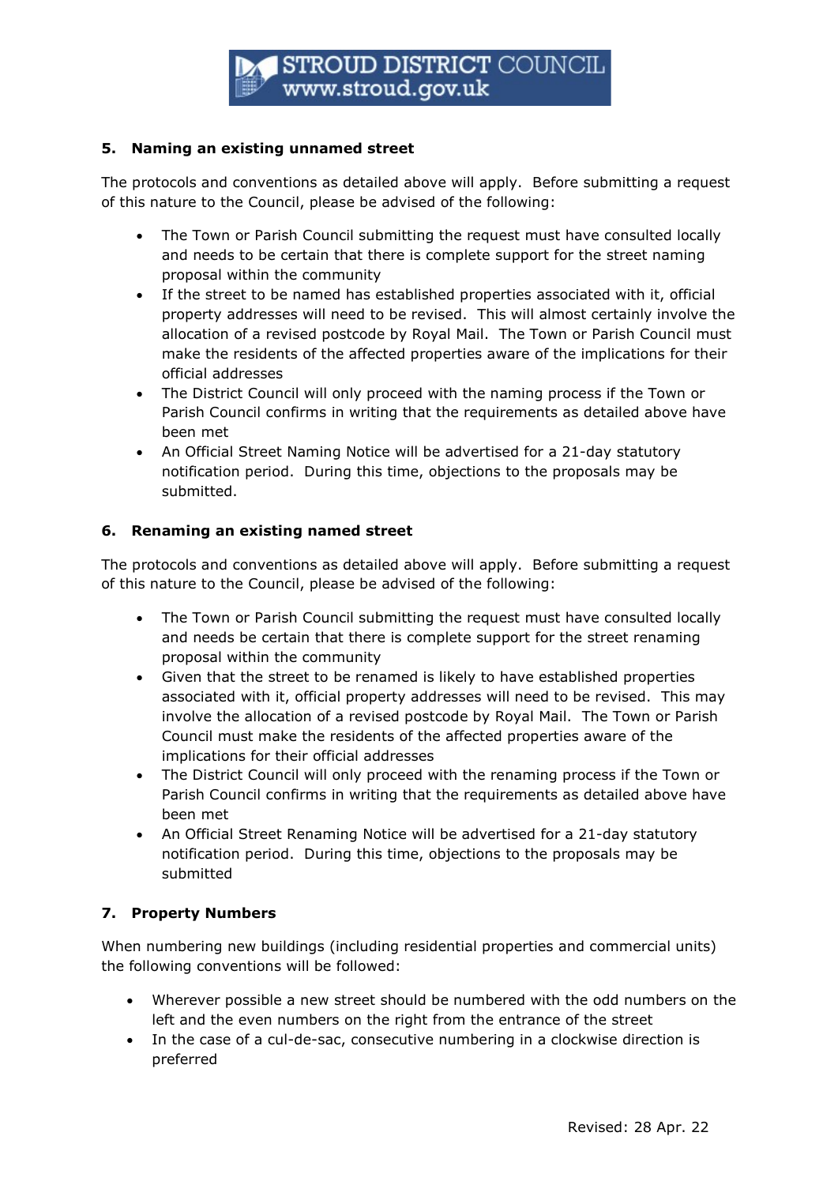## 5. Naming an existing unnamed street

The protocols and conventions as detailed above will apply. Before submitting a request of this nature to the Council, please be advised of the following:

- The Town or Parish Council submitting the request must have consulted locally and needs to be certain that there is complete support for the street naming proposal within the community
- If the street to be named has established properties associated with it, official property addresses will need to be revised. This will almost certainly involve the allocation of a revised postcode by Royal Mail. The Town or Parish Council must make the residents of the affected properties aware of the implications for their official addresses
- The District Council will only proceed with the naming process if the Town or Parish Council confirms in writing that the requirements as detailed above have been met
- An Official Street Naming Notice will be advertised for a 21-day statutory notification period. During this time, objections to the proposals may be submitted.

## 6. Renaming an existing named street

The protocols and conventions as detailed above will apply. Before submitting a request of this nature to the Council, please be advised of the following:

- The Town or Parish Council submitting the request must have consulted locally and needs be certain that there is complete support for the street renaming proposal within the community
- Given that the street to be renamed is likely to have established properties associated with it, official property addresses will need to be revised. This may involve the allocation of a revised postcode by Royal Mail. The Town or Parish Council must make the residents of the affected properties aware of the implications for their official addresses
- The District Council will only proceed with the renaming process if the Town or Parish Council confirms in writing that the requirements as detailed above have been met
- An Official Street Renaming Notice will be advertised for a 21-day statutory notification period. During this time, objections to the proposals may be submitted

## 7. Property Numbers

When numbering new buildings (including residential properties and commercial units) the following conventions will be followed:

- Wherever possible a new street should be numbered with the odd numbers on the left and the even numbers on the right from the entrance of the street
- In the case of a cul-de-sac, consecutive numbering in a clockwise direction is preferred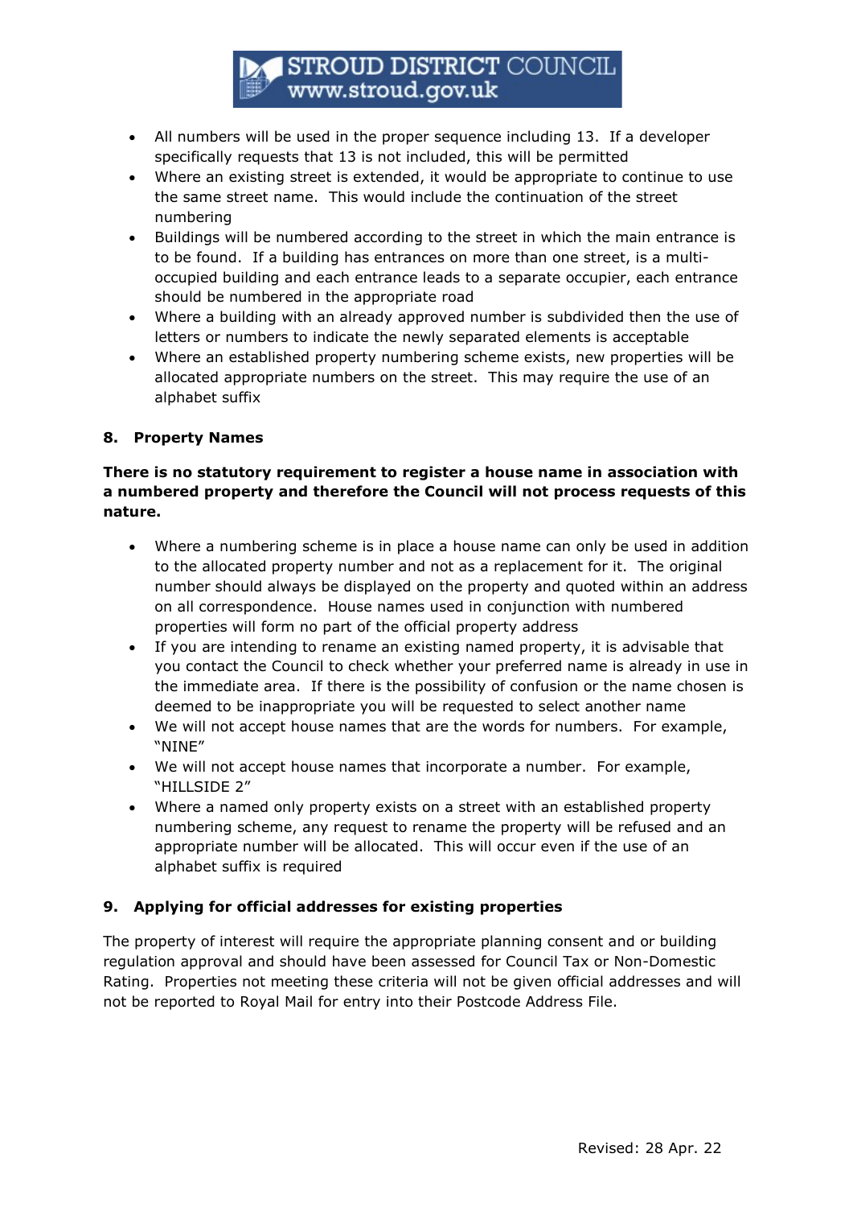- All numbers will be used in the proper sequence including 13. If a developer specifically requests that 13 is not included, this will be permitted
- Where an existing street is extended, it would be appropriate to continue to use the same street name. This would include the continuation of the street numbering
- Buildings will be numbered according to the street in which the main entrance is to be found. If a building has entrances on more than one street, is a multi-occupied building and each entrance leads to a separate occupier, each entrance should be numbered in the appropriate road
- Where a building with an already approved number is subdivided then the use of letters or numbers to indicate the newly separated elements is acceptable
- Where an established property numbering scheme exists, new properties will be allocated appropriate numbers on the street. This may require the use of an alphabet suffix

## 8. Property Names

**There is no statutory requirement to register a house name in association with a numbered property and therefore the Council will not process requests of this nature.**

- Where a numbering scheme is in place a house name can only be used in addition to the allocated property number and not as a replacement for it. The original number should always be displayed on the property and quoted within an address on all correspondence. House names used in conjunction with numbered properties will form no part of the official property address
- If you are intending to rename an existing named property, it is advisable that you contact the Council to check whether your preferred name is already in use in the immediate area. If there is the possibility of confusion or the name chosen is deemed to be inappropriate you will be requested to select another name
- We will not accept house names that are the words for numbers. For example, "NINE"
- We will not accept house names that incorporate a number. For example, "HILLSIDE 2"
- Where a named only property exists on a street with an established property numbering scheme, any request to rename the property will be refused and an appropriate number will be allocated. This will occur even if the use of an alphabet suffix is required

## 9. Applying for official addresses for existing properties

The property of interest will require the appropriate planning consent and or building regulation approval and should have been assessed for Council Tax or Non-Domestic Rating. Properties not meeting these criteria will not be given official addresses and will not be reported to Royal Mail for entry into their Postcode Address File.

Revised: 28 Apr. 22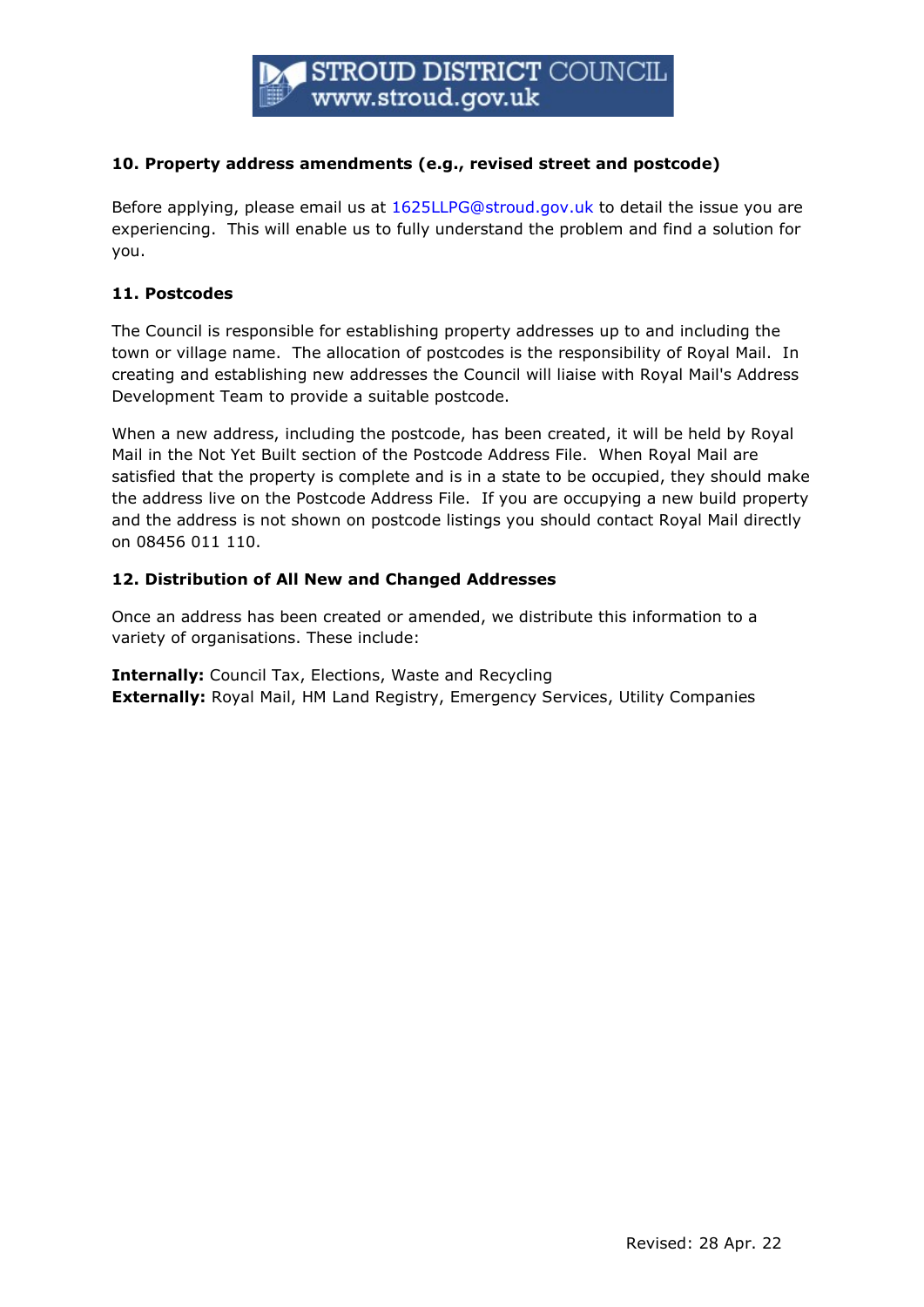### 10. Property address amendments (e.g., revised street and postcode)

Before applying, please email us at 1625LLPG@stroud.gov.uk to detail the issue you are experiencing. This will enable us to fully understand the problem and find a solution for you.

### 11. Postcodes

The Council is responsible for establishing property addresses up to and including the town or village name. The allocation of postcodes is the responsibility of Royal Mail. In creating and establishing new addresses the Council will liaise with Royal Mail's Address Development Team to provide a suitable postcode.

When a new address, including the postcode, has been created, it will be held by Royal Mail in the Not Yet Built section of the Postcode Address File. When Royal Mail are satisfied that the property is complete and is in a state to be occupied, they should make the address live on the Postcode Address File. If you are occupying a new build property and the address is not shown on postcode listings you should contact Royal Mail directly on 08456 011 110.

### 12. Distribution of All New and Changed Addresses

Once an address has been created or amended, we distribute this information to a variety of organisations. These include:

**Internally:** Council Tax, Elections, Waste and Recycling
**Externally:** Royal Mail, HM Land Registry, Emergency Services, Utility Companies

Revised: 28 Apr. 22